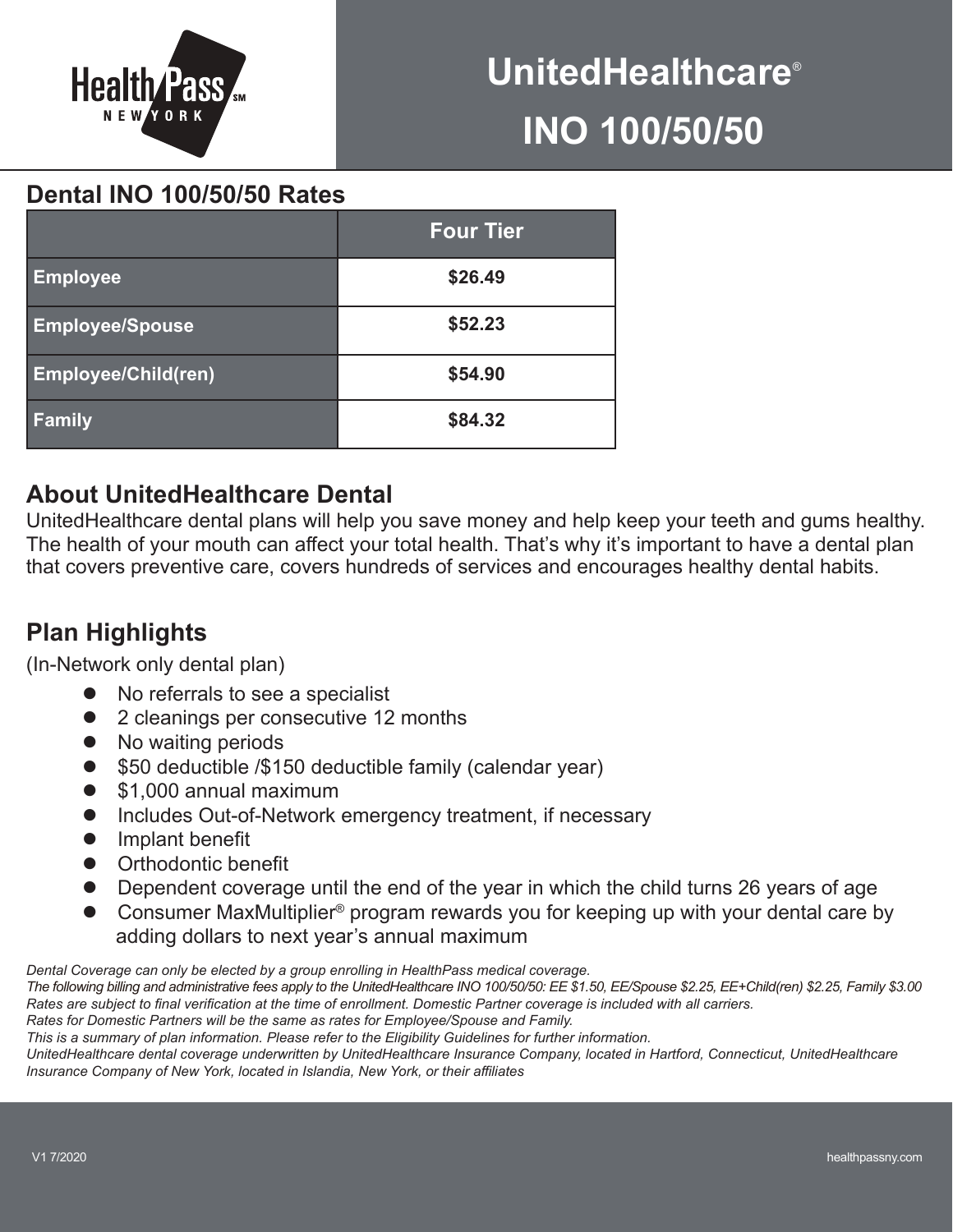Health Pass NEW YORK℠

# UnitedHealthcare® INO 100/50/50

## Dental INO 100/50/50 Rates

| | Four Tier |
|---|---|
| Employee | $26.49 |
| Employee/Spouse | $52.23 |
| Employee/Child(ren) | $54.90 |
| Family | $84.32 |

## About UnitedHealthcare Dental

UnitedHealthcare dental plans will help you save money and help keep your teeth and gums healthy. The health of your mouth can affect your total health. That's why it's important to have a dental plan that covers preventive care, covers hundreds of services and encourages healthy dental habits.

## Plan Highlights

(In-Network only dental plan)

- No referrals to see a specialist
- 2 cleanings per consecutive 12 months
- No waiting periods
- $50 deductible /$150 deductible family (calendar year)
- $1,000 annual maximum
- Includes Out-of-Network emergency treatment, if necessary
- Implant benefit
- Orthodontic benefit
- Dependent coverage until the end of the year in which the child turns 26 years of age
- Consumer MaxMultiplier® program rewards you for keeping up with your dental care by adding dollars to next year's annual maximum

*Dental Coverage can only be elected by a group enrolling in HealthPass medical coverage.*
*The following billing and administrative fees apply to the UnitedHealthcare INO 100/50/50: EE $1.50, EE/Spouse $2.25, EE+Child(ren) $2.25, Family $3.00*
*Rates are subject to final verification at the time of enrollment. Domestic Partner coverage is included with all carriers.*
*Rates for Domestic Partners will be the same as rates for Employee/Spouse and Family.*
*This is a summary of plan information. Please refer to the Eligibility Guidelines for further information.*
*UnitedHealthcare dental coverage underwritten by UnitedHealthcare Insurance Company, located in Hartford, Connecticut, UnitedHealthcare Insurance Company of New York, located in Islandia, New York, or their affiliates*

V1 7/2020

healthpassny.com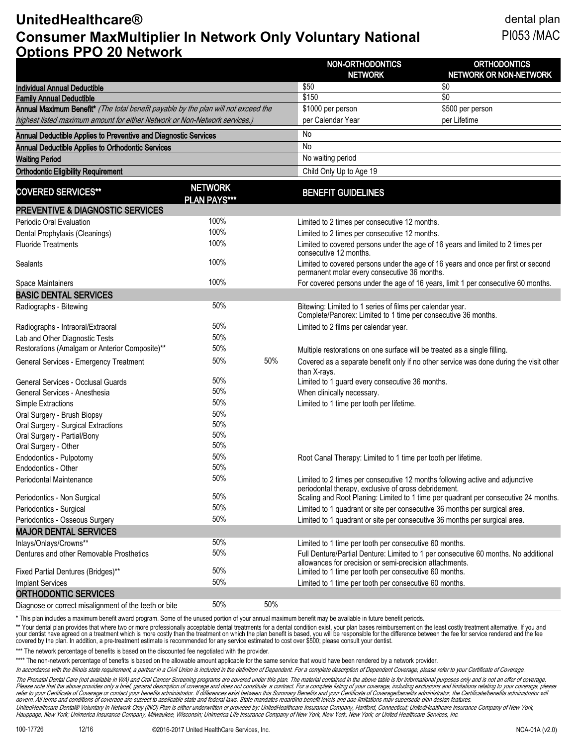# UnitedHealthcare®
# Consumer MaxMultiplier In Network Only Voluntary National Options PPO 20 Network

dental plan
PI053 /MAC

| | NON-ORTHODONTICS NETWORK | ORTHODONTICS NETWORK OR NON-NETWORK |
|---|---|---|
| **Individual Annual Deductible** | $50 | $0 |
| **Family Annual Deductible** | $150 | $0 |
| **Annual Maximum Benefit*** *(The total benefit payable by the plan will not exceed the highest listed maximum amount for either Network or Non-Network services.)* | $1000 per person per Calendar Year | $500 per person per Lifetime |
| **Annual Deductible Applies to Preventive and Diagnostic Services** | No | |
| **Annual Deductible Applies to Orthodontic Services** | No | |
| **Waiting Period** | No waiting period | |
| **Orthodontic Eligibility Requirement** | Child Only Up to Age 19 | |

| COVERED SERVICES** | NETWORK PLAN PAYS*** | | BENEFIT GUIDELINES |
|---|---|---|---|
| **PREVENTIVE & DIAGNOSTIC SERVICES** | | | |
| Periodic Oral Evaluation | 100% | | Limited to 2 times per consecutive 12 months. |
| Dental Prophylaxis (Cleanings) | 100% | | Limited to 2 times per consecutive 12 months. |
| Fluoride Treatments | 100% | | Limited to covered persons under the age of 16 years and limited to 2 times per consecutive 12 months. |
| Sealants | 100% | | Limited to covered persons under the age of 16 years and once per first or second permanent molar every consecutive 36 months. |
| Space Maintainers | 100% | | For covered persons under the age of 16 years, limit 1 per consecutive 60 months. |
| **BASIC DENTAL SERVICES** | | | |
| Radiographs - Bitewing | 50% | | Bitewing: Limited to 1 series of films per calendar year. Complete/Panorex: Limited to 1 time per consecutive 36 months. |
| Radiographs - Intraoral/Extraoral | 50% | | Limited to 2 films per calendar year. |
| Lab and Other Diagnostic Tests | 50% | | |
| Restorations (Amalgam or Anterior Composite)** | 50% | | Multiple restorations on one surface will be treated as a single filling. |
| General Services - Emergency Treatment | 50% | 50% | Covered as a separate benefit only if no other service was done during the visit other than X-rays. |
| General Services - Occlusal Guards | 50% | | Limited to 1 guard every consecutive 36 months. |
| General Services - Anesthesia | 50% | | When clinically necessary. |
| Simple Extractions | 50% | | Limited to 1 time per tooth per lifetime. |
| Oral Surgery - Brush Biopsy | 50% | | |
| Oral Surgery - Surgical Extractions | 50% | | |
| Oral Surgery - Partial/Bony | 50% | | |
| Oral Surgery - Other | 50% | | |
| Endodontics - Pulpotomy | 50% | | Root Canal Therapy: Limited to 1 time per tooth per lifetime. |
| Endodontics - Other | 50% | | |
| Periodontal Maintenance | 50% | | Limited to 2 times per consecutive 12 months following active and adjunctive periodontal therapy, exclusive of gross debridement. |
| Periodontics - Non Surgical | 50% | | Scaling and Root Planing: Limited to 1 time per quadrant per consecutive 24 months. |
| Periodontics - Surgical | 50% | | Limited to 1 quadrant or site per consecutive 36 months per surgical area. |
| Periodontics - Osseous Surgery | 50% | | Limited to 1 quadrant or site per consecutive 36 months per surgical area. |
| **MAJOR DENTAL SERVICES** | | | |
| Inlays/Onlays/Crowns** | 50% | | Limited to 1 time per tooth per consecutive 60 months. |
| Dentures and other Removable Prosthetics | 50% | | Full Denture/Partial Denture: Limited to 1 per consecutive 60 months. No additional allowances for precision or semi-precision attachments. |
| Fixed Partial Dentures (Bridges)** | 50% | | Limited to 1 time per tooth per consecutive 60 months. |
| Implant Services | 50% | | Limited to 1 time per tooth per consecutive 60 months. |
| **ORTHODONTIC SERVICES** | | | |
| Diagnose or correct misalignment of the teeth or bite | 50% | 50% | |

\* This plan includes a maximum benefit award program. Some of the unused portion of your annual maximum benefit may be available in future benefit periods.

** Your dental plan provides that where two or more professionally acceptable dental treatments for a dental condition exist, your plan bases reimbursement on the least costly treatment alternative. If you and your dentist have agreed on a treatment which is more costly than the treatment on which the plan benefit is based, you will be responsible for the difference between the fee for service rendered and the fee covered by the plan. In addition, a pre-treatment estimate is recommended for any service estimated to cost over $500; please consult your dentist.

*** The network percentage of benefits is based on the discounted fee negotiated with the provider.

**** The non-network percentage of benefits is based on the allowable amount applicable for the same service that would have been rendered by a network provider.

*In accordance with the Illinois state requirement, a partner in a Civil Union is included in the definition of Dependent. For a complete description of Dependent Coverage, please refer to your Certificate of Coverage.*

*The Prenatal Dental Care (not available in WA) and Oral Cancer Screening programs are covered under this plan. The material contained in the above table is for informational purposes only and is not an offer of coverage. Please note that the above provides only a brief, general description of coverage and does not constitute a contract. For a complete listing of your coverage, including exclusions and limitations relating to your coverage, please refer to your Certificate of Coverage or contact your benefits administrator. If differences exist between this Summary Benefits and your Certificate of Coverage/benefits administrator, the Certificate/benefits administrator will govern. All terms and conditions of coverage are subject to applicable state and federal laws. State mandates regarding benefit levels and age limitations may supersede plan design features.*

*UnitedHealthcare Dental® Voluntary In Network Only (INO) Plan is either underwritten or provided by: UnitedHealthcare Insurance Company, Hartford, Connecticut; UnitedHealthcare Insurance Company of New York, Hauppage, New York; Unimerica Insurance Company, Milwaukee, Wisconsin; Unimerica Life Insurance Company of New York, New York, New York; or United Healthcare Services, Inc.*

100-17726 12/16 ©2016-2017 United HealthCare Services, Inc. NCA-01A (v2.0)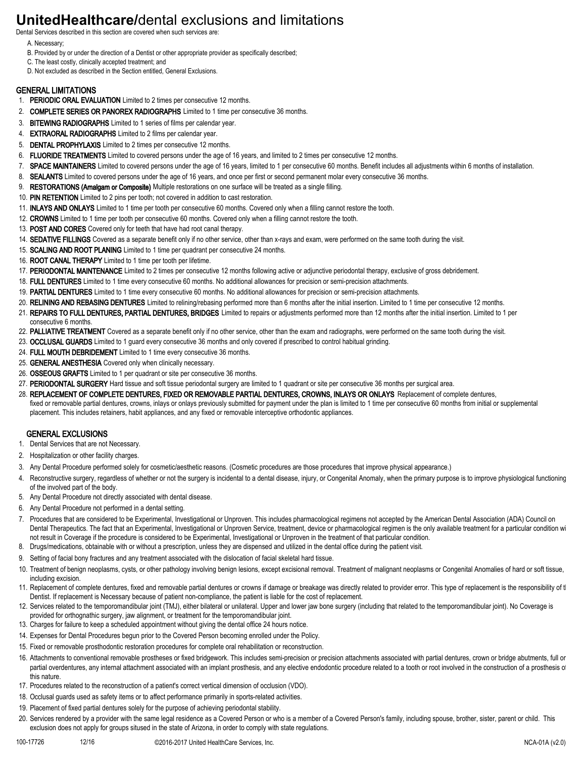# **UnitedHealthcare/**dental exclusions and limitations

Dental Services described in this section are covered when such services are:

A. Necessary;

B. Provided by or under the direction of a Dentist or other appropriate provider as specifically described;

C. The least costly, clinically accepted treatment; and

D. Not excluded as described in the Section entitled, General Exclusions.

## GENERAL LIMITATIONS

1. **PERIODIC ORAL EVALUATION** Limited to 2 times per consecutive 12 months.
2. **COMPLETE SERIES OR PANOREX RADIOGRAPHS** Limited to 1 time per consecutive 36 months.
3. **BITEWING RADIOGRAPHS** Limited to 1 series of films per calendar year.
4. **EXTRAORAL RADIOGRAPHS** Limited to 2 films per calendar year.
5. **DENTAL PROPHYLAXIS** Limited to 2 times per consecutive 12 months.
6. **FLUORIDE TREATMENTS** Limited to covered persons under the age of 16 years, and limited to 2 times per consecutive 12 months.
7. **SPACE MAINTAINERS** Limited to covered persons under the age of 16 years, limited to 1 per consecutive 60 months. Benefit includes all adjustments within 6 months of installation.
8. **SEALANTS** Limited to covered persons under the age of 16 years, and once per first or second permanent molar every consecutive 36 months.
9. **RESTORATIONS (Amalgam or Composite)** Multiple restorations on one surface will be treated as a single filling.
10. **PIN RETENTION** Limited to 2 pins per tooth; not covered in addition to cast restoration.
11. **INLAYS AND ONLAYS** Limited to 1 time per tooth per consecutive 60 months. Covered only when a filling cannot restore the tooth.
12. **CROWNS** Limited to 1 time per tooth per consecutive 60 months. Covered only when a filling cannot restore the tooth.
13. **POST AND CORES** Covered only for teeth that have had root canal therapy.
14. **SEDATIVE FILLINGS** Covered as a separate benefit only if no other service, other than x-rays and exam, were performed on the same tooth during the visit.
15. **SCALING AND ROOT PLANING** Limited to 1 time per quadrant per consecutive 24 months.
16. **ROOT CANAL THERAPY** Limited to 1 time per tooth per lifetime.
17. **PERIODONTAL MAINTENANCE** Limited to 2 times per consecutive 12 months following active or adjunctive periodontal therapy, exclusive of gross debridement.
18. **FULL DENTURES** Limited to 1 time every consecutive 60 months. No additional allowances for precision or semi-precision attachments.
19. **PARTIAL DENTURES** Limited to 1 time every consecutive 60 months. No additional allowances for precision or semi-precision attachments.
20. **RELINING AND REBASING DENTURES** Limited to relining/rebasing performed more than 6 months after the initial insertion. Limited to 1 time per consecutive 12 months.
21. **REPAIRS TO FULL DENTURES, PARTIAL DENTURES, BRIDGES** Limited to repairs or adjustments performed more than 12 months after the initial insertion. Limited to 1 per consecutive 6 months.
22. **PALLIATIVE TREATMENT** Covered as a separate benefit only if no other service, other than the exam and radiographs, were performed on the same tooth during the visit.
23. **OCCLUSAL GUARDS** Limited to 1 guard every consecutive 36 months and only covered if prescribed to control habitual grinding.
24. **FULL MOUTH DEBRIDEMENT** Limited to 1 time every consecutive 36 months.
25. **GENERAL ANESTHESIA** Covered only when clinically necessary.
26. **OSSEOUS GRAFTS** Limited to 1 per quadrant or site per consecutive 36 months.
27. **PERIODONTAL SURGERY** Hard tissue and soft tissue periodontal surgery are limited to 1 quadrant or site per consecutive 36 months per surgical area.
28. **REPLACEMENT OF COMPLETE DENTURES, FIXED OR REMOVABLE PARTIAL DENTURES, CROWNS, INLAYS OR ONLAYS** Replacement of complete dentures, fixed or removable partial dentures, crowns, inlays or onlays previously submitted for payment under the plan is limited to 1 time per consecutive 60 months from initial or supplemental placement. This includes retainers, habit appliances, and any fixed or removable interceptive orthodontic appliances.

## GENERAL EXCLUSIONS

1. Dental Services that are not Necessary.
2. Hospitalization or other facility charges.
3. Any Dental Procedure performed solely for cosmetic/aesthetic reasons. (Cosmetic procedures are those procedures that improve physical appearance.)
4. Reconstructive surgery, regardless of whether or not the surgery is incidental to a dental disease, injury, or Congenital Anomaly, when the primary purpose is to improve physiological functioning of the involved part of the body.
5. Any Dental Procedure not directly associated with dental disease.
6. Any Dental Procedure not performed in a dental setting.
7. Procedures that are considered to be Experimental, Investigational or Unproven. This includes pharmacological regimens not accepted by the American Dental Association (ADA) Council on Dental Therapeutics. The fact that an Experimental, Investigational or Unproven Service, treatment, device or pharmacological regimen is the only available treatment for a particular condition wi not result in Coverage if the procedure is considered to be Experimental, Investigational or Unproven in the treatment of that particular condition.
8. Drugs/medications, obtainable with or without a prescription, unless they are dispensed and utilized in the dental office during the patient visit.
9. Setting of facial bony fractures and any treatment associated with the dislocation of facial skeletal hard tissue.
10. Treatment of benign neoplasms, cysts, or other pathology involving benign lesions, except excisional removal. Treatment of malignant neoplasms or Congenital Anomalies of hard or soft tissue, including excision.
11. Replacement of complete dentures, fixed and removable partial dentures or crowns if damage or breakage was directly related to provider error. This type of replacement is the responsibility of tl Dentist. If replacement is Necessary because of patient non-compliance, the patient is liable for the cost of replacement.
12. Services related to the temporomandibular joint (TMJ), either bilateral or unilateral. Upper and lower jaw bone surgery (including that related to the temporomandibular joint). No Coverage is provided for orthognathic surgery, jaw alignment, or treatment for the temporomandibular joint.
13. Charges for failure to keep a scheduled appointment without giving the dental office 24 hours notice.
14. Expenses for Dental Procedures begun prior to the Covered Person becoming enrolled under the Policy.
15. Fixed or removable prosthodontic restoration procedures for complete oral rehabilitation or reconstruction.
16. Attachments to conventional removable prostheses or fixed bridgework. This includes semi-precision or precision attachments associated with partial dentures, crown or bridge abutments, full or partial overdentures, any internal attachment associated with an implant prosthesis, and any elective endodontic procedure related to a tooth or root involved in the construction of a prosthesis of this nature.
17. Procedures related to the reconstruction of a patient's correct vertical dimension of occlusion (VDO).
18. Occlusal guards used as safety items or to affect performance primarily in sports-related activities.
19. Placement of fixed partial dentures solely for the purpose of achieving periodontal stability.
20. Services rendered by a provider with the same legal residence as a Covered Person or who is a member of a Covered Person's family, including spouse, brother, sister, parent or child. This exclusion does not apply for groups sitused in the state of Arizona, in order to comply with state regulations.

100-17726 12/16 ©2016-2017 United HealthCare Services, Inc. NCA-01A (v2.0)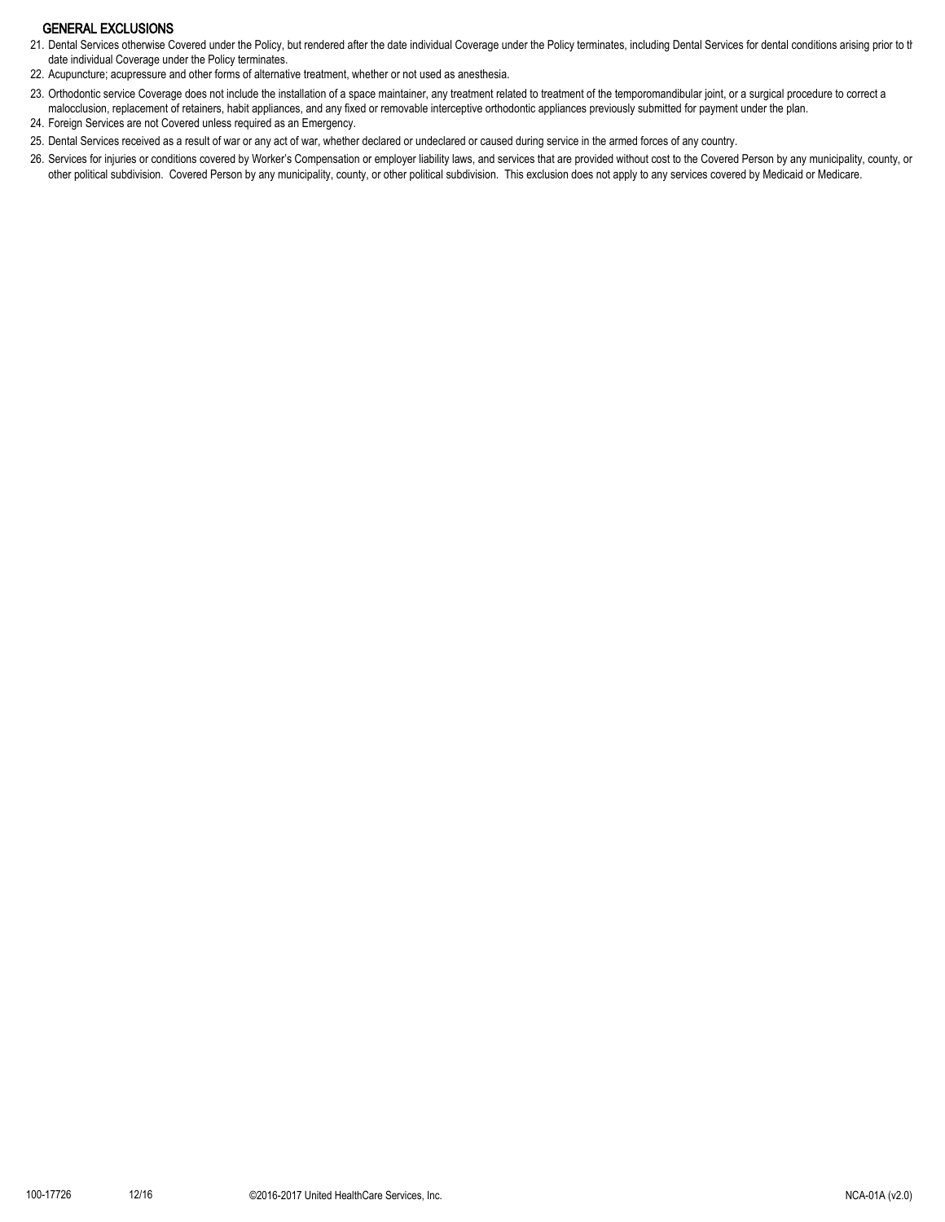## GENERAL EXCLUSIONS

21. Dental Services otherwise Covered under the Policy, but rendered after the date individual Coverage under the Policy terminates, including Dental Services for dental conditions arising prior to th date individual Coverage under the Policy terminates.
22. Acupuncture; acupressure and other forms of alternative treatment, whether or not used as anesthesia.
23. Orthodontic service Coverage does not include the installation of a space maintainer, any treatment related to treatment of the temporomandibular joint, or a surgical procedure to correct a malocclusion, replacement of retainers, habit appliances, and any fixed or removable interceptive orthodontic appliances previously submitted for payment under the plan.
24. Foreign Services are not Covered unless required as an Emergency.
25. Dental Services received as a result of war or any act of war, whether declared or undeclared or caused during service in the armed forces of any country.
26. Services for injuries or conditions covered by Worker's Compensation or employer liability laws, and services that are provided without cost to the Covered Person by any municipality, county, or other political subdivision. Covered Person by any municipality, county, or other political subdivision. This exclusion does not apply to any services covered by Medicaid or Medicare.